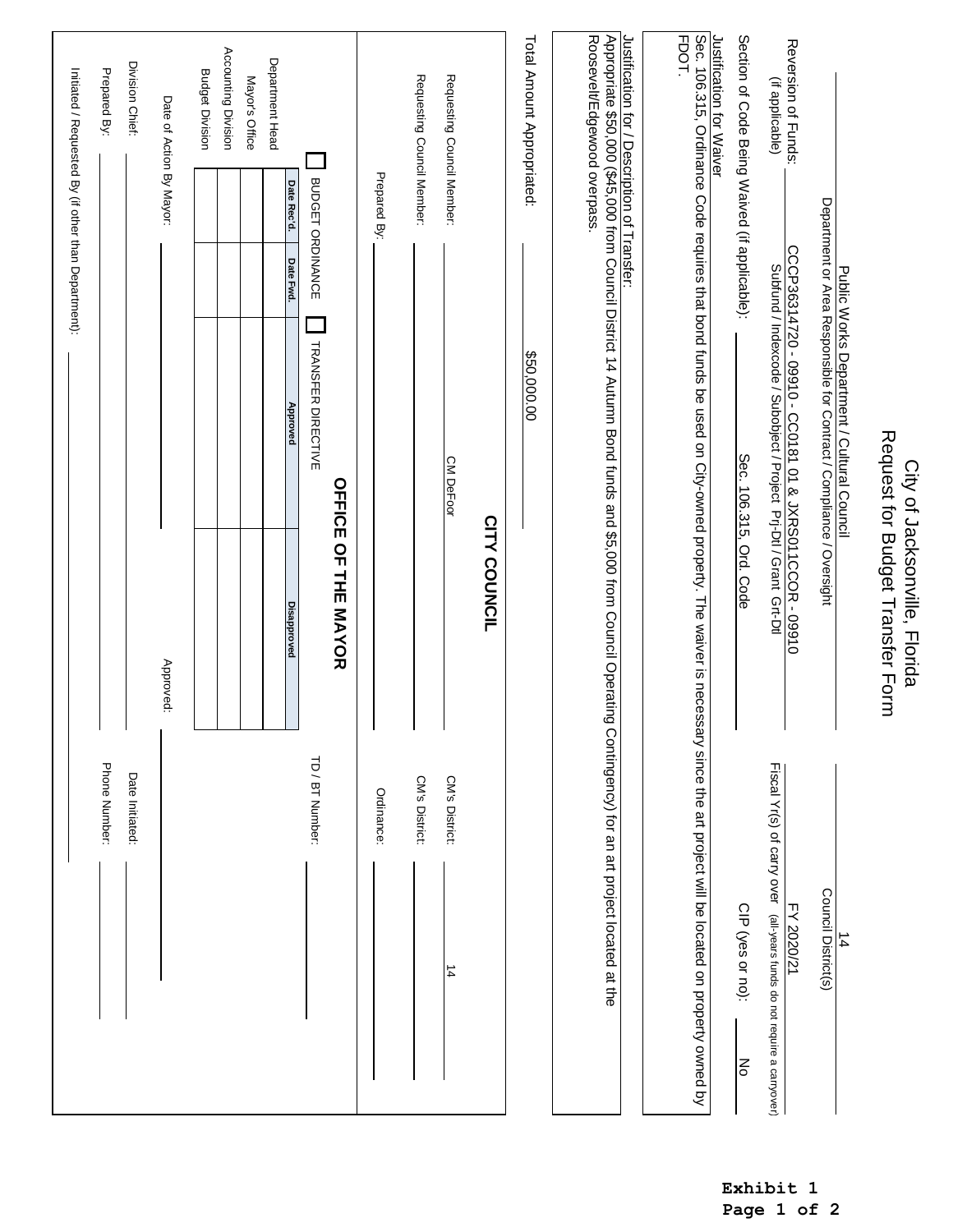# City of Jacksonville, Florida
## Request for Budget Transfer Form

| | |
|---|---|
| Public Works Department / Cultural Council | 14 |
| Department or Area Responsible for Contract / Compliance / Oversight | Council District(s) |

Reversion of Funds: (if applicable) CCCP36314720 - 09910 - CC0181 01 & JXRS011CCOR - 09910
Subfund / Indexcode / Subobject / Project Prj-Dtl / Grant Grt-Dtl

Fiscal Yr(s) of carry over (all-years funds do not require a carryover): FY 2020/21

Section of Code Being Waived (if applicable): Sec. 106.315, Ord. Code

CIP (yes or no): No

**Justification for Waiver**

Sec. 106.315, Ordinance Code requires that bond funds be used on City-owned property. The waiver is necessary since the art project will be located on property owned by FDOT.

**Justification for / Description of Transfer:**

Appropriate $50,000 ($45,000 from Council District 14 Autumn Bond funds and $5,000 from Council Operating Contingency) for an art project located at the Roosevelt/Edgewood overpass.

Total Amount Appropriated: $50,000.00

## CITY COUNCIL

Requesting Council Member: CM DeFoor — CM's District: 14

Requesting Council Member: ______ — CM's District: ______

Prepared By: ______ — Ordinance: ______

## OFFICE OF THE MAYOR

☐ BUDGET ORDINANCE ☐ TRANSFER DIRECTIVE — TD / BT Number: ______

| | Date Rec'd. | Date Fwd. | Approved | Disapproved |
|---|---|---|---|---|
| Department Head | | | | |
| Mayor's Office | | | | |
| Accounting Division | | | | |
| Budget Division | | | | |

Date of Action By Mayor: ______ Approved: ______

Division Chief: ______ Date Initiated: ______

Prepared By: ______ Phone Number: ______

Initiated / Requested By (if other than Department): ______

**Exhibit 1**
**Page 1 of 2**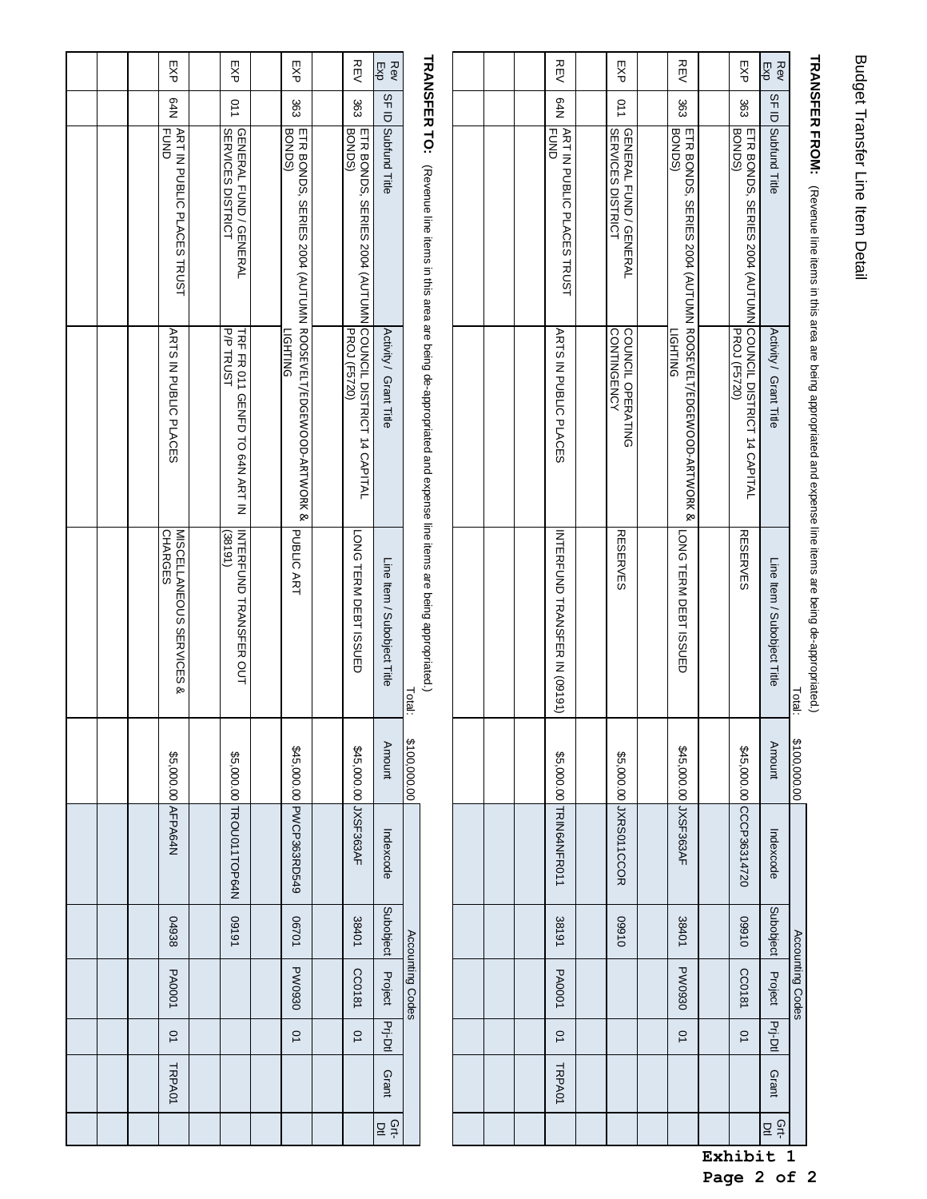# Budget Transfer Line Item Detail

Exhibit 1

**TRANSFER FROM:** (Revenue line items in this area are being appropriated and expense line items are being de-appropriated.)

Total: $100,000.00

| | | | | | | Accounting Codes | | | | | |
|---|---|---|---|---|---|---|---|---|---|---|---|
| Rev Exp | SF ID | Subfund Title | Activity / Grant Title | Line Item / Subobject Title | Amount | Indexcode | Subobject | Project | Prj-Dtl | Grant | Grt-Dtl |
| EXP | 363 | ETR BONDS, SERIES 2004 (AUTUMN BONDS) | COUNCIL DISTRICT 14 CAPITAL PROJ (F5720) | RESERVES | $45,000.00 | CCCP3631720 | 0910 | CC0181 | 01 | | |
| REV | 363 | ETR BONDS, SERIES 2004 (AUTUMN BONDS) | ROOSEVELT/EDGEWOOD-ARTWORK & LIGHTING | LONG TERM DEBT ISSUED | $45,000.00 | JXSF363AF | 38401 | PW0930 | 01 | | |
| EXP | 011 | GENERAL FUND / GENERAL SERVICES DISTRICT | COUNCIL OPERATING CONTINGENCY | RESERVES | $5,000.00 | JXRS011CCOR | 0910 | | | | |
| REV | 64N | ART IN PUBLIC PLACES TRUST FUND | ARTS IN PUBLIC PLACES | INTERFUND TRANSFER IN (09191) | $5,000.00 | TRIN64NFR011 | 38191 | PA0001 | 01 | TRPA01 | |

**TRANSFER TO:** (Revenue line items in this area are being de-appropriated and expense line items are being appropriated.)

Total: $100,000.00

| | | | | | | Accounting Codes | | | | | |
|---|---|---|---|---|---|---|---|---|---|---|---|
| Rev Exp | SF ID | Subfund Title | Activity / Grant Title | Line Item / Subobject Title | Amount | Indexcode | Subobject | Project | Prj-Dtl | Grant | Grt-Dtl |
| REV | 363 | ETR BONDS, SERIES 2004 (AUTUMN BONDS) | COUNCIL DISTRICT 14 CAPITAL PROJ (F5720) | LONG TERM DEBT ISSUED | $45,000.00 | JXSF363AF | 38401 | CC0181 | 01 | | |
| EXP | 363 | ETR BONDS, SERIES 2004 (AUTUMN BONDS) | ROOSEVELT/EDGEWOOD-ARTWORK & LIGHTING | PUBLIC ART | $45,000.00 | PWCP363RD549 | 06701 | PW0930 | 01 | | |
| EXP | 011 | GENERAL FUND / GENERAL SERVICES DISTRICT | TRF FR 011 GENFD TO 64N ART IN P/P TRUST | INTERFUND TRANSFER OUT (38191) | $5,000.00 | TROU011TOP64N | 09191 | | | | |
| EXP | 64N | ART IN PUBLIC PLACES TRUST FUND | ARTS IN PUBLIC PLACES | MISCELLANEOUS SERVICES & CHARGES | $5,000.00 | AFPA64N | 04938 | PA0001 | 01 | TRPA01 | |